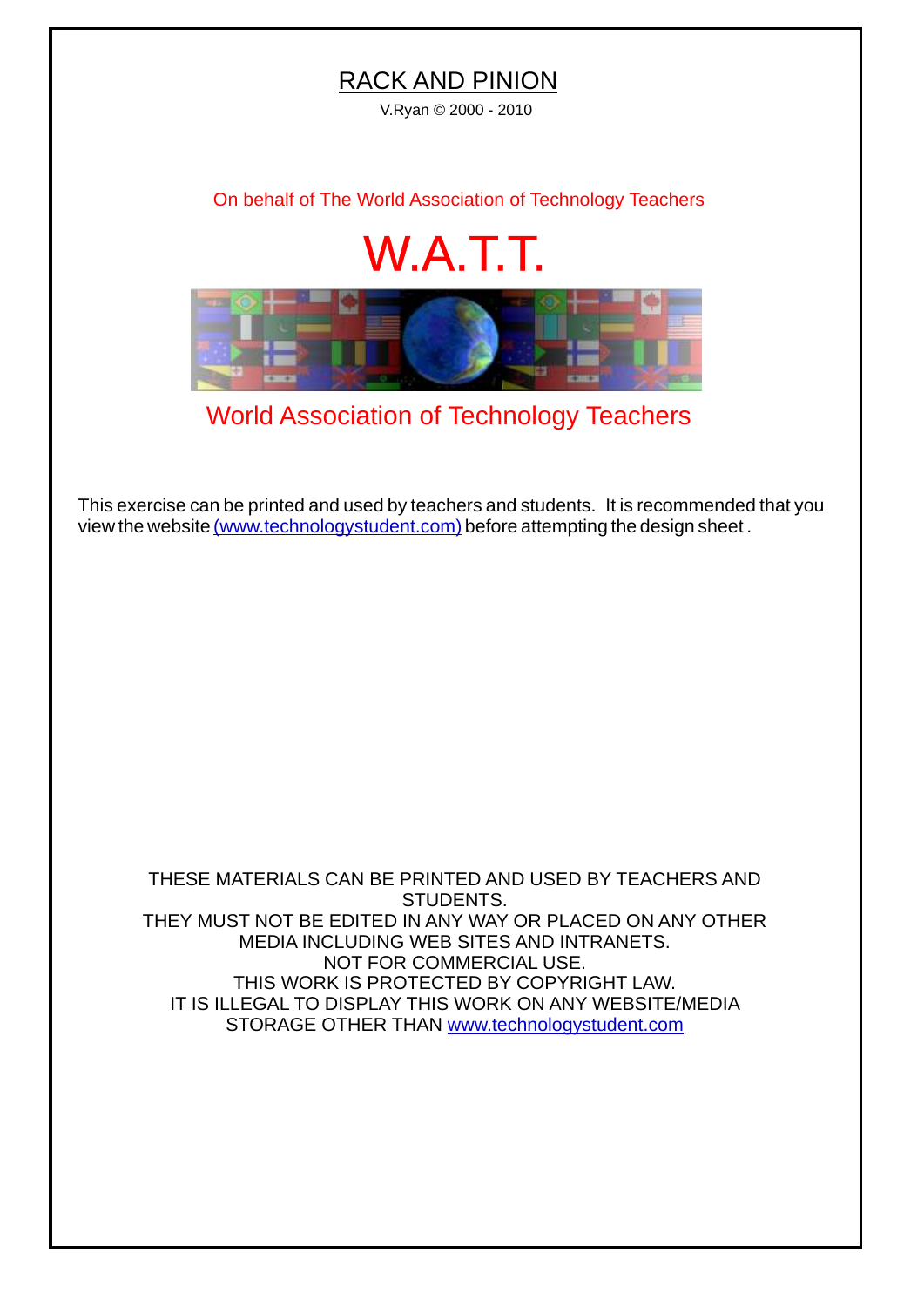# RACK AND PINION

V.Ryan © 2000 - 2010

On behalf of The World Association of Technology Teachers

## W.A.T.T.

World Association of Technology Teachers

This exercise can be printed and used by teachers and students. It is recommended that you view the website (www.technologystudent.com) before attempting the design sheet .

THESE MATERIALS CAN BE PRINTED AND USED BY TEACHERS AND STUDENTS.
THEY MUST NOT BE EDITED IN ANY WAY OR PLACED ON ANY OTHER MEDIA INCLUDING WEB SITES AND INTRANETS.
NOT FOR COMMERCIAL USE.
THIS WORK IS PROTECTED BY COPYRIGHT LAW.
IT IS ILLEGAL TO DISPLAY THIS WORK ON ANY WEBSITE/MEDIA STORAGE OTHER THAN www.technologystudent.com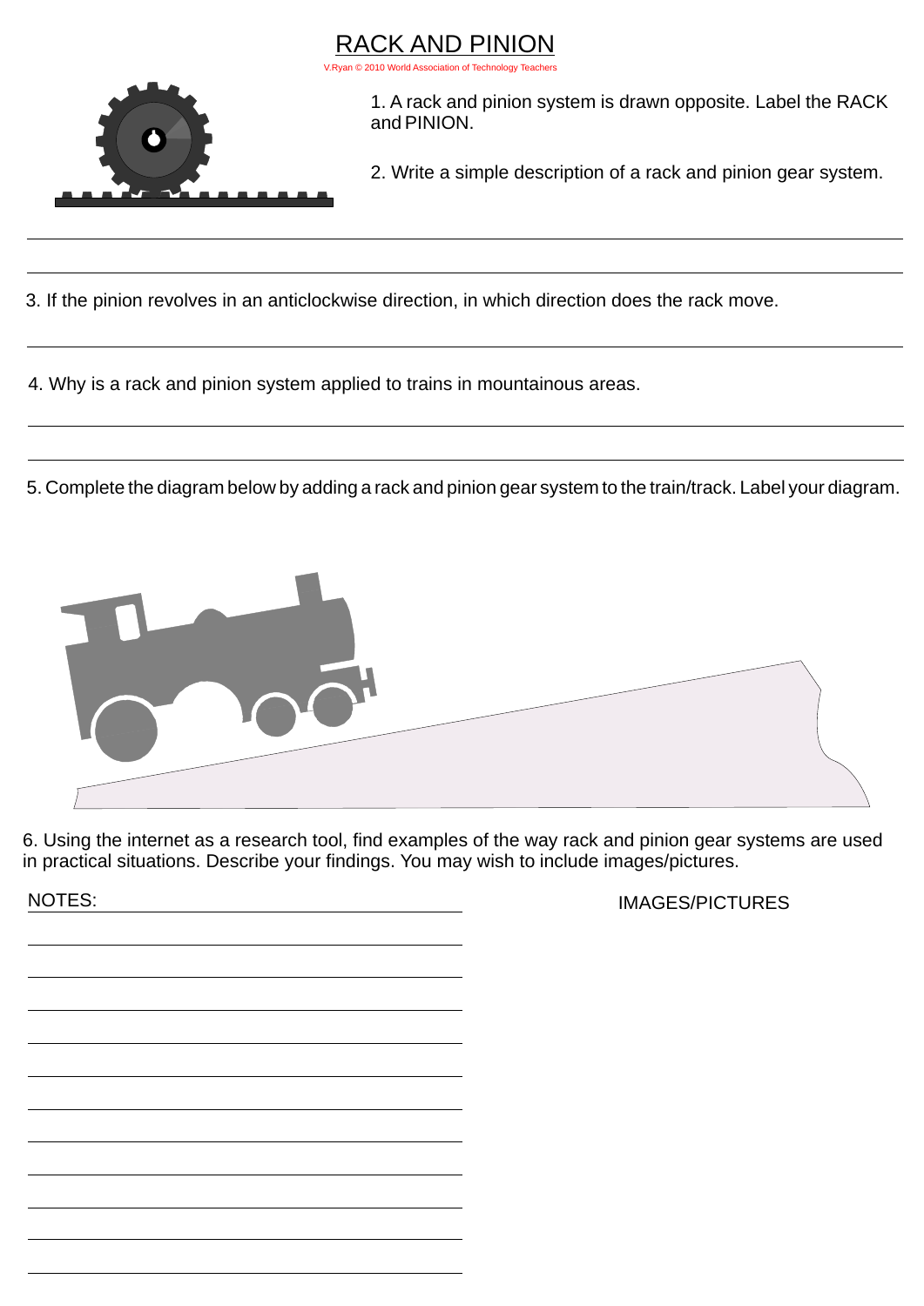# RACK AND PINION

V.Ryan © 2010 World Association of Technology Teachers

1. A rack and pinion system is drawn opposite. Label the RACK and PINION.

2. Write a simple description of a rack and pinion gear system.

3. If the pinion revolves in an anticlockwise direction, in which direction does the rack move.

4. Why is a rack and pinion system applied to trains in mountainous areas.

5. Complete the diagram below by adding a rack and pinion gear system to the train/track. Label your diagram.

6. Using the internet as a research tool, find examples of the way rack and pinion gear systems are used in practical situations. Describe your findings. You may wish to include images/pictures.

NOTES:

IMAGES/PICTURES